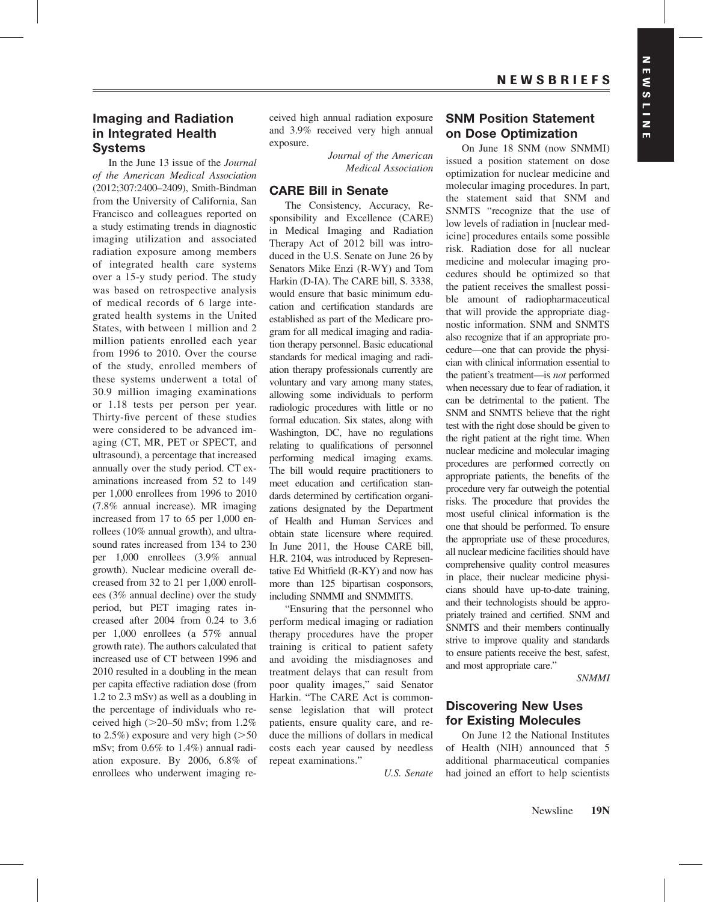## Imaging and Radiation in Integrated Health Systems

In the June 13 issue of the *Journal of the American Medical Association* (2012;307:2400–2409), Smith-Bindman from the University of California, San Francisco and colleagues reported on a study estimating trends in diagnostic imaging utilization and associated radiation exposure among members of integrated health care systems over a 15-y study period. The study was based on retrospective analysis of medical records of 6 large integrated health systems in the United States, with between 1 million and 2 million patients enrolled each year from 1996 to 2010. Over the course of the study, enrolled members of these systems underwent a total of 30.9 million imaging examinations or 1.18 tests per person per year. Thirty-five percent of these studies were considered to be advanced imaging (CT, MR, PET or SPECT, and ultrasound), a percentage that increased annually over the study period. CT examinations increased from 52 to 149 per 1,000 enrollees from 1996 to 2010 (7.8% annual increase). MR imaging increased from 17 to 65 per 1,000 enrollees (10% annual growth), and ultrasound rates increased from 134 to 230 per 1,000 enrollees (3.9% annual growth). Nuclear medicine overall decreased from 32 to 21 per 1,000 enrollees (3% annual decline) over the study period, but PET imaging rates increased after 2004 from 0.24 to 3.6 per 1,000 enrollees (a 57% annual growth rate). The authors calculated that increased use of CT between 1996 and 2010 resulted in a doubling in the mean per capita effective radiation dose (from 1.2 to 2.3 mSv) as well as a doubling in the percentage of individuals who received high (>20–50 mSv; from 1.2% to 2.5%) exposure and very high (>50 mSv; from 0.6% to 1.4%) annual radiation exposure. By 2006, 6.8% of enrollees who underwent imaging received high annual radiation exposure and 3.9% received very high annual exposure.

*Journal of the American Medical Association*

## CARE Bill in Senate

The Consistency, Accuracy, Responsibility and Excellence (CARE) in Medical Imaging and Radiation Therapy Act of 2012 bill was introduced in the U.S. Senate on June 26 by Senators Mike Enzi (R-WY) and Tom Harkin (D-IA). The CARE bill, S. 3338, would ensure that basic minimum education and certification standards are established as part of the Medicare program for all medical imaging and radiation therapy personnel. Basic educational standards for medical imaging and radiation therapy professionals currently are voluntary and vary among many states, allowing some individuals to perform radiologic procedures with little or no formal education. Six states, along with Washington, DC, have no regulations relating to qualifications of personnel performing medical imaging exams. The bill would require practitioners to meet education and certification standards determined by certification organizations designated by the Department of Health and Human Services and obtain state licensure where required. In June 2011, the House CARE bill, H.R. 2104, was introduced by Representative Ed Whitfield (R-KY) and now has more than 125 bipartisan cosponsors, including SNMMI and SNMMITS.

"Ensuring that the personnel who perform medical imaging or radiation therapy procedures have the proper training is critical to patient safety and avoiding the misdiagnoses and treatment delays that can result from poor quality images," said Senator Harkin. "The CARE Act is commonsense legislation that will protect patients, ensure quality care, and reduce the millions of dollars in medical costs each year caused by needless repeat examinations."

*U.S. Senate*

## SNM Position Statement on Dose Optimization

On June 18 SNM (now SNMMI) issued a position statement on dose optimization for nuclear medicine and molecular imaging procedures. In part, the statement said that SNM and SNMTS "recognize that the use of low levels of radiation in [nuclear medicine] procedures entails some possible risk. Radiation dose for all nuclear medicine and molecular imaging procedures should be optimized so that the patient receives the smallest possible amount of radiopharmaceutical that will provide the appropriate diagnostic information. SNM and SNMTS also recognize that if an appropriate procedure—one that can provide the physician with clinical information essential to the patient's treatment—is *not* performed when necessary due to fear of radiation, it can be detrimental to the patient. The SNM and SNMTS believe that the right test with the right dose should be given to the right patient at the right time. When nuclear medicine and molecular imaging procedures are performed correctly on appropriate patients, the benefits of the procedure very far outweigh the potential risks. The procedure that provides the most useful clinical information is the one that should be performed. To ensure the appropriate use of these procedures, all nuclear medicine facilities should have comprehensive quality control measures in place, their nuclear medicine physicians should have up-to-date training, and their technologists should be appropriately trained and certified. SNM and SNMTS and their members continually strive to improve quality and standards to ensure patients receive the best, safest, and most appropriate care."

*SNMMI*

## Discovering New Uses for Existing Molecules

On June 12 the National Institutes of Health (NIH) announced that 5 additional pharmaceutical companies had joined an effort to help scientists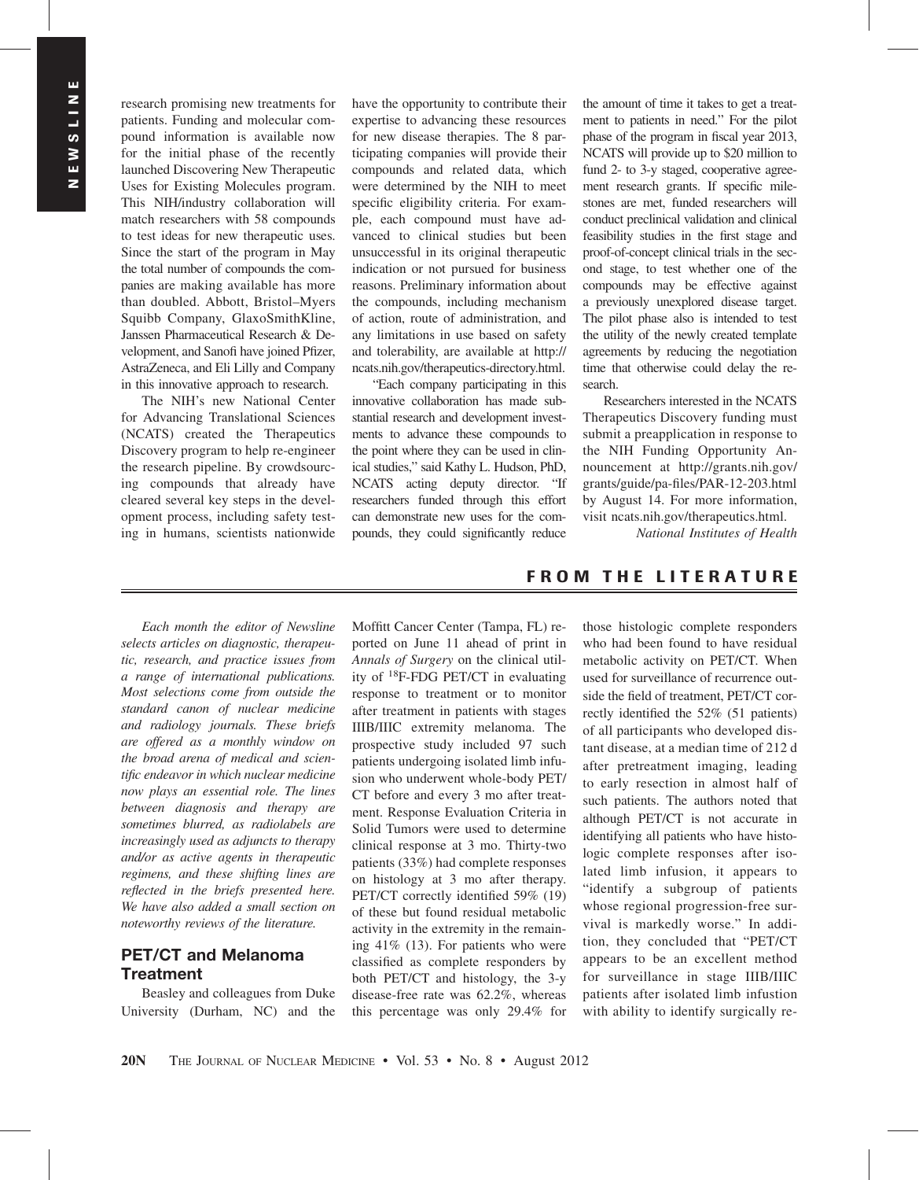research promising new treatments for patients. Funding and molecular compound information is available now for the initial phase of the recently launched Discovering New Therapeutic Uses for Existing Molecules program. This NIH/industry collaboration will match researchers with 58 compounds to test ideas for new therapeutic uses. Since the start of the program in May the total number of compounds the companies are making available has more than doubled. Abbott, Bristol–Myers Squibb Company, GlaxoSmithKline, Janssen Pharmaceutical Research & Development, and Sanofi have joined Pfizer, AstraZeneca, and Eli Lilly and Company in this innovative approach to research.

The NIH's new National Center for Advancing Translational Sciences (NCATS) created the Therapeutics Discovery program to help re-engineer the research pipeline. By crowdsourcing compounds that already have cleared several key steps in the development process, including safety testing in humans, scientists nationwide have the opportunity to contribute their expertise to advancing these resources for new disease therapies. The 8 participating companies will provide their compounds and related data, which were determined by the NIH to meet specific eligibility criteria. For example, each compound must have advanced to clinical studies but been unsuccessful in its original therapeutic indication or not pursued for business reasons. Preliminary information about the compounds, including mechanism of action, route of administration, and any limitations in use based on safety and tolerability, are available at http://ncats.nih.gov/therapeutics-directory.html.

"Each company participating in this innovative collaboration has made substantial research and development investments to advance these compounds to the point where they can be used in clinical studies," said Kathy L. Hudson, PhD, NCATS acting deputy director. "If researchers funded through this effort can demonstrate new uses for the compounds, they could significantly reduce the amount of time it takes to get a treatment to patients in need." For the pilot phase of the program in fiscal year 2013, NCATS will provide up to $20 million to fund 2- to 3-y staged, cooperative agreement research grants. If specific milestones are met, funded researchers will conduct preclinical validation and clinical feasibility studies in the first stage and proof-of-concept clinical trials in the second stage, to test whether one of the compounds may be effective against a previously unexplored disease target. The pilot phase also is intended to test the utility of the newly created template agreements by reducing the negotiation time that otherwise could delay the research.

Researchers interested in the NCATS Therapeutics Discovery funding must submit a preapplication in response to the NIH Funding Opportunity Announcement at http://grants.nih.gov/grants/guide/pa-files/PAR-12-203.html by August 14. For more information, visit ncats.nih.gov/therapeutics.html.

*National Institutes of Health*

# FROM THE LITERATURE

*Each month the editor of Newsline selects articles on diagnostic, therapeutic, research, and practice issues from a range of international publications. Most selections come from outside the standard canon of nuclear medicine and radiology journals. These briefs are offered as a monthly window on the broad arena of medical and scientific endeavor in which nuclear medicine now plays an essential role. The lines between diagnosis and therapy are sometimes blurred, as radiolabels are increasingly used as adjuncts to therapy and/or as active agents in therapeutic regimens, and these shifting lines are reflected in the briefs presented here. We have also added a small section on noteworthy reviews of the literature.*

## PET/CT and Melanoma Treatment

Beasley and colleagues from Duke University (Durham, NC) and the Moffitt Cancer Center (Tampa, FL) reported on June 11 ahead of print in *Annals of Surgery* on the clinical utility of $^{18}$F-FDG PET/CT in evaluating response to treatment or to monitor after treatment in patients with stages IIIB/IIIC extremity melanoma. The prospective study included 97 such patients undergoing isolated limb infusion who underwent whole-body PET/CT before and every 3 mo after treatment. Response Evaluation Criteria in Solid Tumors were used to determine clinical response at 3 mo. Thirty-two patients (33%) had complete responses on histology at 3 mo after therapy. PET/CT correctly identified 59% (19) of these but found residual metabolic activity in the extremity in the remaining 41% (13). For patients who were classified as complete responders by both PET/CT and histology, the 3-y disease-free rate was 62.2%, whereas this percentage was only 29.4% for those histologic complete responders who had been found to have residual metabolic activity on PET/CT. When used for surveillance of recurrence outside the field of treatment, PET/CT correctly identified the 52% (51 patients) of all participants who developed distant disease, at a median time of 212 d after pretreatment imaging, leading to early resection in almost half of such patients. The authors noted that although PET/CT is not accurate in identifying all patients who have histologic complete responses after isolated limb infusion, it appears to "identify a subgroup of patients whose regional progression-free survival is markedly worse." In addition, they concluded that "PET/CT appears to be an excellent method for surveillance in stage IIIB/IIIC patients after isolated limb infustion with ability to identify surgically re-